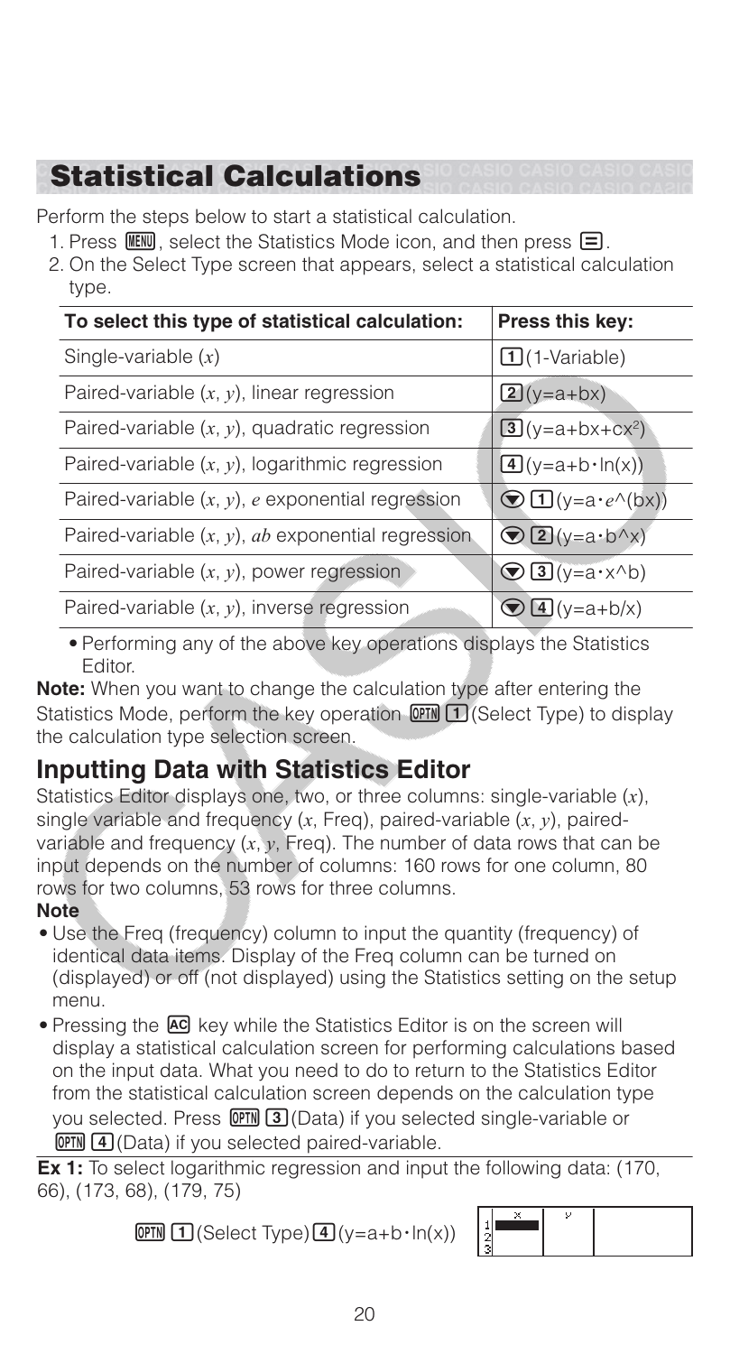## Statistical Calculations

Perform the steps below to start a statistical calculation.

1. Press MENU, select the Statistics Mode icon, and then press =.
2. On the Select Type screen that appears, select a statistical calculation type.

| To select this type of statistical calculation: | Press this key: |
|---|---|
| Single-variable ($x$) | 1 (1-Variable) |
| Paired-variable ($x$, $y$), linear regression | 2 (y=a+bx) |
| Paired-variable ($x$, $y$), quadratic regression | 3 (y=a+bx+cx$^2$) |
| Paired-variable ($x$, $y$), logarithmic regression | 4 (y=a+b・ln(x)) |
| Paired-variable ($x$, $y$), $e$ exponential regression | ▼ 1 (y=a・$e$^(bx)) |
| Paired-variable ($x$, $y$), $ab$ exponential regression | ▼ 2 (y=a・b^x) |
| Paired-variable ($x$, $y$), power regression | ▼ 3 (y=a・x^b) |
| Paired-variable ($x$, $y$), inverse regression | ▼ 4 (y=a+b/x) |

- Performing any of the above key operations displays the Statistics Editor.

**Note:** When you want to change the calculation type after entering the Statistics Mode, perform the key operation OPTN 1 (Select Type) to display the calculation type selection screen.

## Inputting Data with Statistics Editor

Statistics Editor displays one, two, or three columns: single-variable ($x$), single variable and frequency ($x$, Freq), paired-variable ($x$, $y$), paired-variable and frequency ($x$, $y$, Freq). The number of data rows that can be input depends on the number of columns: 160 rows for one column, 80 rows for two columns, 53 rows for three columns.

**Note**

- Use the Freq (frequency) column to input the quantity (frequency) of identical data items. Display of the Freq column can be turned on (displayed) or off (not displayed) using the Statistics setting on the setup menu.
- Pressing the AC key while the Statistics Editor is on the screen will display a statistical calculation screen for performing calculations based on the input data. What you need to do to return to the Statistics Editor from the statistical calculation screen depends on the calculation type you selected. Press OPTN 3 (Data) if you selected single-variable or OPTN 4 (Data) if you selected paired-variable.

**Ex 1:** To select logarithmic regression and input the following data: (170, 66), (173, 68), (179, 75)

OPTN 1 (Select Type) 4 (y=a+b・ln(x))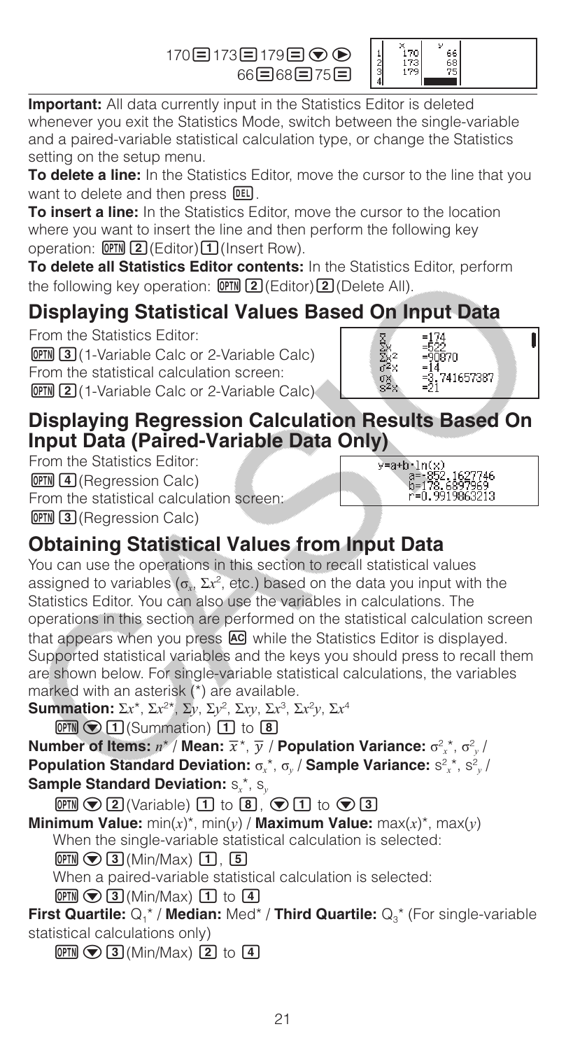170 [=] 173 [=] 179 [=] [▼] [▶]
66 [=] 68 [=] 75 [=]

| | x | y |
|---|---|---|
| 1 | 170 | 66 |
| 2 | 173 | 68 |
| 3 | 179 | 75 |
| 4 | | |

**Important:** All data currently input in the Statistics Editor is deleted whenever you exit the Statistics Mode, switch between the single-variable and a paired-variable statistical calculation type, or change the Statistics setting on the setup menu.

**To delete a line:** In the Statistics Editor, move the cursor to the line that you want to delete and then press [DEL].

**To insert a line:** In the Statistics Editor, move the cursor to the location where you want to insert the line and then perform the following key operation: [OPTN] [2] (Editor) [1] (Insert Row).

**To delete all Statistics Editor contents:** In the Statistics Editor, perform the following key operation: [OPTN] [2] (Editor) [2] (Delete All).

## Displaying Statistical Values Based On Input Data

From the Statistics Editor:
[OPTN] [3] (1-Variable Calc or 2-Variable Calc)
From the statistical calculation screen:
[OPTN] [2] (1-Variable Calc or 2-Variable Calc)

$\bar{x}$ =174
$\Sigma x$ =522
$\Sigma x^2$ =90870
$\sigma^2 x$ =14
$\sigma x$ =3.741657387
$s^2 x$ =21

## Displaying Regression Calculation Results Based On Input Data (Paired-Variable Data Only)

From the Statistics Editor:
[OPTN] [4] (Regression Calc)
From the statistical calculation screen:
[OPTN] [3] (Regression Calc)

y=a+b·ln(x)
a=-852.1627746
b=178.6897969
r=0.9919863213

## Obtaining Statistical Values from Input Data

You can use the operations in this section to recall statistical values assigned to variables ($\sigma_x$, $\Sigma x^2$, etc.) based on the data you input with the Statistics Editor. You can also use the variables in calculations. The operations in this section are performed on the statistical calculation screen that appears when you press [AC] while the Statistics Editor is displayed. Supported statistical variables and the keys you should press to recall them are shown below. For single-variable statistical calculations, the variables marked with an asterisk (*) are available.

**Summation:** $\Sigma x$*, $\Sigma x^2$*, $\Sigma y$, $\Sigma y^2$, $\Sigma xy$, $\Sigma x^3$, $\Sigma x^2 y$, $\Sigma x^4$

[OPTN] [▼] [1] (Summation) [1] to [8]

**Number of Items:** $n$* / **Mean:** $\bar{x}$*, $\bar{y}$ / **Population Variance:** $\sigma^2_x$*, $\sigma^2_y$ / **Population Standard Deviation:** $\sigma_x$*, $\sigma_y$ / **Sample Variance:** $s^2_x$*, $s^2_y$ / **Sample Standard Deviation:** $s_x$*, $s_y$

[OPTN] [▼] [2] (Variable) [1] to [8], [▼] [1] to [▼] [3]

**Minimum Value:** min($x$)*, min($y$) / **Maximum Value:** max($x$)*, max($y$)

When the single-variable statistical calculation is selected:
[OPTN] [▼] [3] (Min/Max) [1], [5]

When a paired-variable statistical calculation is selected:
[OPTN] [▼] [3] (Min/Max) [1] to [4]

**First Quartile:** $Q_1$* / **Median:** Med* / **Third Quartile:** $Q_3$* (For single-variable statistical calculations only)

[OPTN] [▼] [3] (Min/Max) [2] to [4]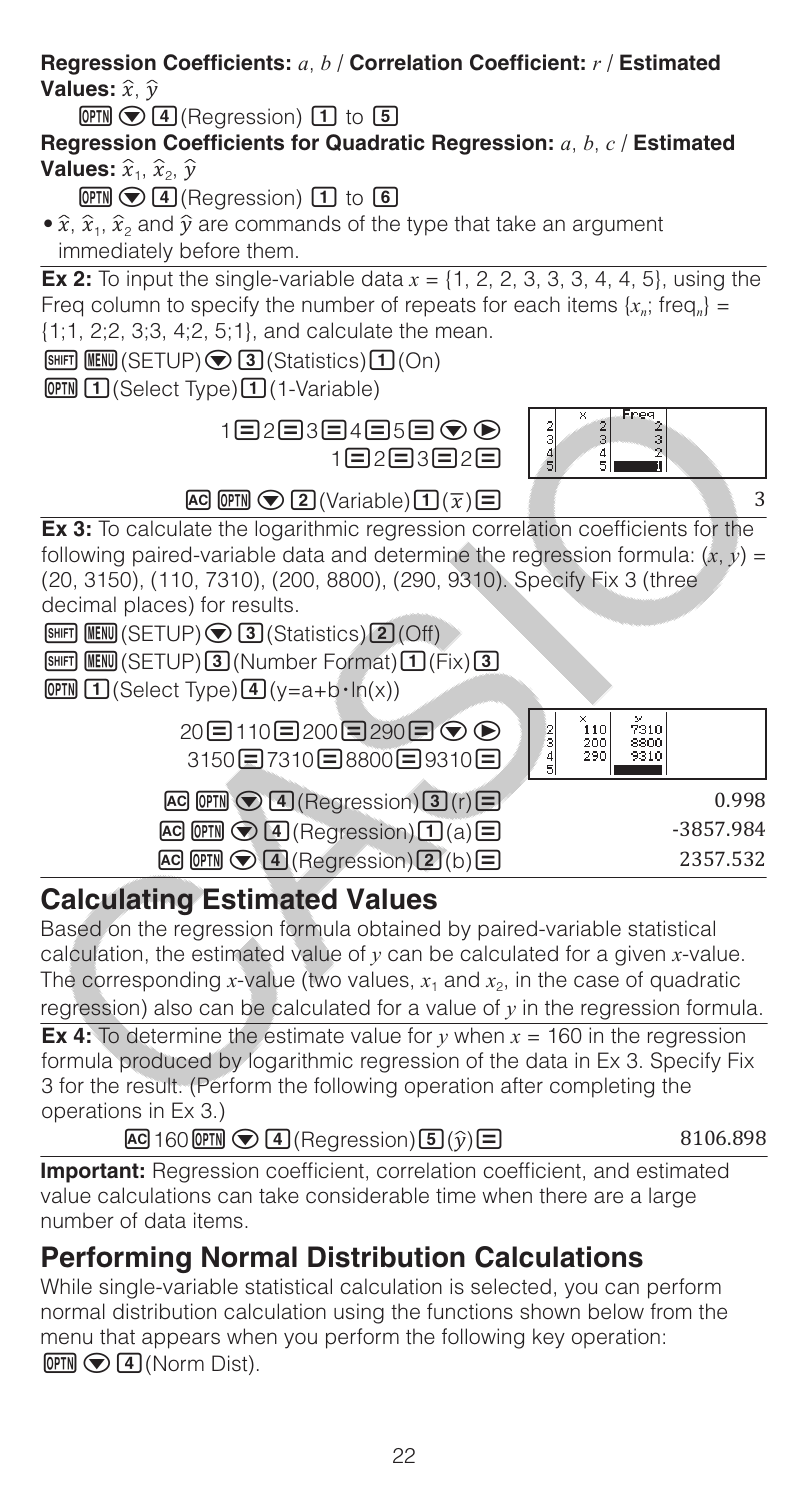**Regression Coefficients:** $a$, $b$ / **Correlation Coefficient:** $r$ / **Estimated Values:** $\hat{x}$, $\hat{y}$

OPTN ▼ 4 (Regression) 1 to 5

**Regression Coefficients for Quadratic Regression:** $a$, $b$, $c$ / **Estimated Values:** $\hat{x}_1$, $\hat{x}_2$, $\hat{y}$

OPTN ▼ 4 (Regression) 1 to 6

- $\hat{x}$, $\hat{x}_1$, $\hat{x}_2$ and $\hat{y}$ are commands of the type that take an argument immediately before them.

**Ex 2:** To input the single-variable data $x$ = {1, 2, 2, 3, 3, 3, 4, 4, 5}, using the Freq column to specify the number of repeats for each items {$x_n$; freq$_n$} = {1;1, 2;2, 3;3, 4;2, 5;1}, and calculate the mean.

SHIFT MENU (SETUP) ▼ 3 (Statistics) 1 (On)

OPTN 1 (Select Type) 1 (1-Variable)

1 = 2 = 3 = 4 = 5 = ▼ ▶ 1 = 2 = 3 = 2 =

AC OPTN ▼ 2 (Variable) 1 ($\bar{x}$) = — 3

**Ex 3:** To calculate the logarithmic regression correlation coefficients for the following paired-variable data and determine the regression formula: ($x$, $y$) = (20, 3150), (110, 7310), (200, 8800), (290, 9310). Specify Fix 3 (three decimal places) for results.

SHIFT MENU (SETUP) ▼ 3 (Statistics) 2 (Off)

SHIFT MENU (SETUP) 3 (Number Format) 1 (Fix) 3

OPTN 1 (Select Type) 4 (y=a+b·ln(x))

20 = 110 = 200 = 290 = ▼ ▶ 3150 = 7310 = 8800 = 9310 =

AC OPTN ▼ 4 (Regression) 3 (r) = — 0.998

AC OPTN ▼ 4 (Regression) 1 (a) = — -3857.984

AC OPTN ▼ 4 (Regression) 2 (b) = — 2357.532

## Calculating Estimated Values

Based on the regression formula obtained by paired-variable statistical calculation, the estimated value of $y$ can be calculated for a given $x$-value. The corresponding $x$-value (two values, $x_1$ and $x_2$, in the case of quadratic regression) also can be calculated for a value of $y$ in the regression formula.

**Ex 4:** To determine the estimate value for $y$ when $x$ = 160 in the regression formula produced by logarithmic regression of the data in Ex 3. Specify Fix 3 for the result. (Perform the following operation after completing the operations in Ex 3.)

AC 160 OPTN ▼ 4 (Regression) 5 ($\hat{y}$) = — 8106.898

**Important:** Regression coefficient, correlation coefficient, and estimated value calculations can take considerable time when there are a large number of data items.

## Performing Normal Distribution Calculations

While single-variable statistical calculation is selected, you can perform normal distribution calculation using the functions shown below from the menu that appears when you perform the following key operation: OPTN ▼ 4 (Norm Dist).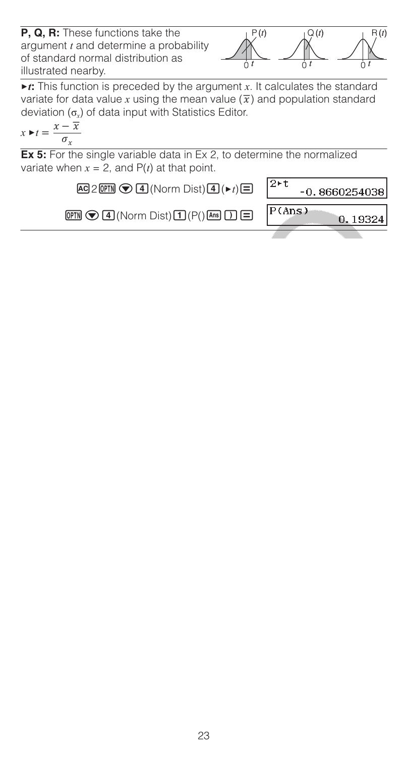**P, Q, R:** These functions take the argument $t$ and determine a probability of standard normal distribution as illustrated nearby.

P($t$)   Q($t$)   R($t$)

0 $t$   0 $t$   0 $t$

**►$t$:** This function is preceded by the argument $x$. It calculates the standard variate for data value $x$ using the mean value ($\overline{x}$) and population standard deviation ($\sigma_x$) of data input with Statistics Editor.

$$x \blacktriangleright t = \frac{x - \overline{x}}{\sigma_x}$$

**Ex 5:** For the single variable data in Ex 2, to determine the normalized variate when $x$ = 2, and P($t$) at that point.

| | |
|---|---|
| AC 2 OPTN ▼ 4 (Norm Dist) 4 (►$t$) = | 2►t -0.8660254038 |
| OPTN ▼ 4 (Norm Dist) 1 (P() Ans ) = | P(Ans) 0.19324 |